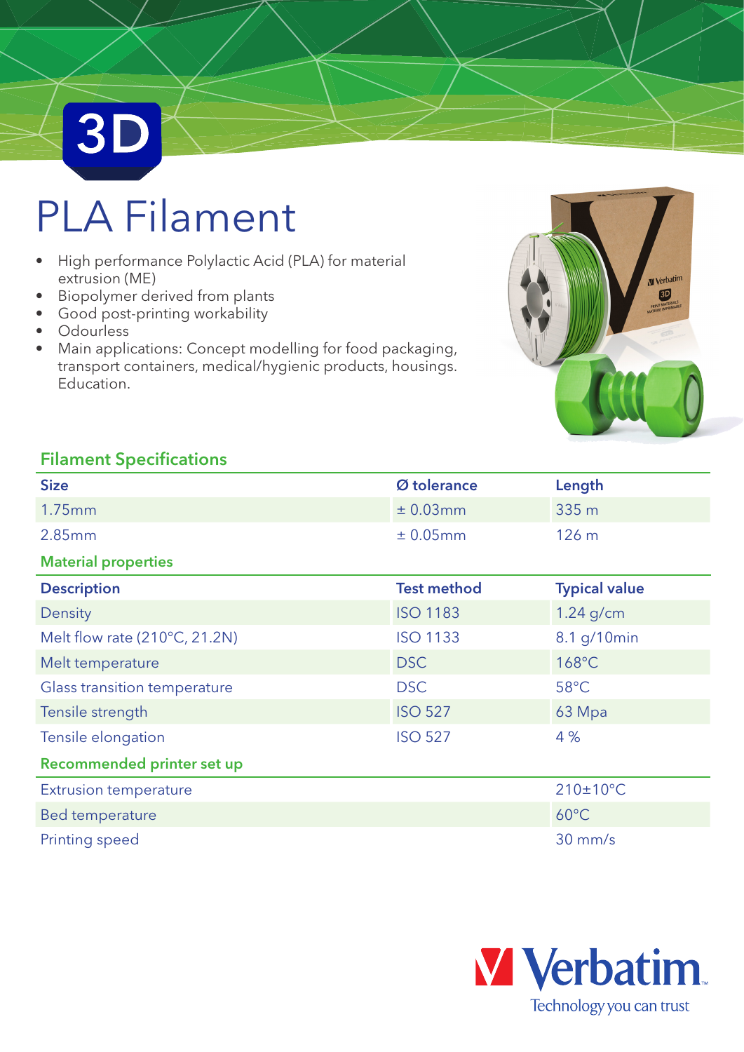3D

# PLA Filament

- High performance Polylactic Acid (PLA) for material extrusion (ME)
- Biopolymer derived from plants
- Good post-printing workability
- Odourless
- Main applications: Concept modelling for food packaging, transport containers, medical/hygienic products, housings. Education.

## Filament Specifications

| Size | Ø tolerance | Length |
|---|---|---|
| 1.75mm | ± 0.03mm | 335 m |
| 2.85mm | ± 0.05mm | 126 m |

## Material properties

| Description | Test method | Typical value |
|---|---|---|
| Density | ISO 1183 | 1.24 g/cm |
| Melt flow rate (210°C, 21.2N) | ISO 1133 | 8.1 g/10min |
| Melt temperature | DSC | 168°C |
| Glass transition temperature | DSC | 58°C |
| Tensile strength | ISO 527 | 63 Mpa |
| Tensile elongation | ISO 527 | 4 % |

## Recommended printer set up

| | |
|---|---|
| Extrusion temperature | 210±10°C |
| Bed temperature | 60°C |
| Printing speed | 30 mm/s |

Verbatim
Technology you can trust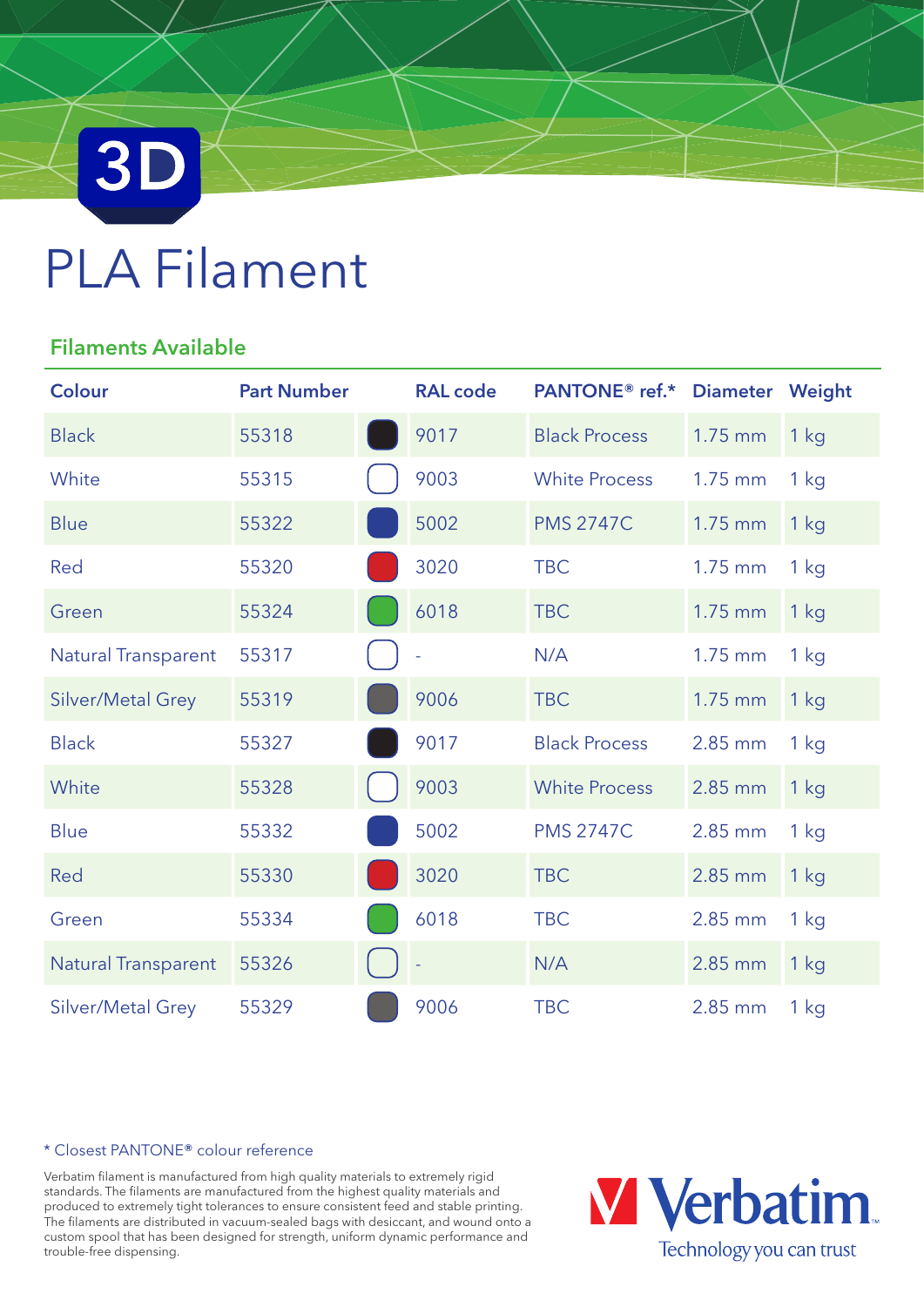3D

# PLA Filament

## Filaments Available

| Colour | Part Number | | RAL code | PANTONE® ref.* | Diameter | Weight |
|---|---|---|---|---|---|---|
| Black | 55318 | | 9017 | Black Process | 1.75 mm | 1 kg |
| White | 55315 | | 9003 | White Process | 1.75 mm | 1 kg |
| Blue | 55322 | | 5002 | PMS 2747C | 1.75 mm | 1 kg |
| Red | 55320 | | 3020 | TBC | 1.75 mm | 1 kg |
| Green | 55324 | | 6018 | TBC | 1.75 mm | 1 kg |
| Natural Transparent | 55317 | | - | N/A | 1.75 mm | 1 kg |
| Silver/Metal Grey | 55319 | | 9006 | TBC | 1.75 mm | 1 kg |
| Black | 55327 | | 9017 | Black Process | 2.85 mm | 1 kg |
| White | 55328 | | 9003 | White Process | 2.85 mm | 1 kg |
| Blue | 55332 | | 5002 | PMS 2747C | 2.85 mm | 1 kg |
| Red | 55330 | | 3020 | TBC | 2.85 mm | 1 kg |
| Green | 55334 | | 6018 | TBC | 2.85 mm | 1 kg |
| Natural Transparent | 55326 | | - | N/A | 2.85 mm | 1 kg |
| Silver/Metal Grey | 55329 | | 9006 | TBC | 2.85 mm | 1 kg |

* Closest PANTONE® colour reference

Verbatim filament is manufactured from high quality materials to extremely rigid standards. The filaments are manufactured from the highest quality materials and produced to extremely tight tolerances to ensure consistent feed and stable printing. The filaments are distributed in vacuum-sealed bags with desiccant, and wound onto a custom spool that has been designed for strength, uniform dynamic performance and trouble-free dispensing.

Verbatim

Technology you can trust